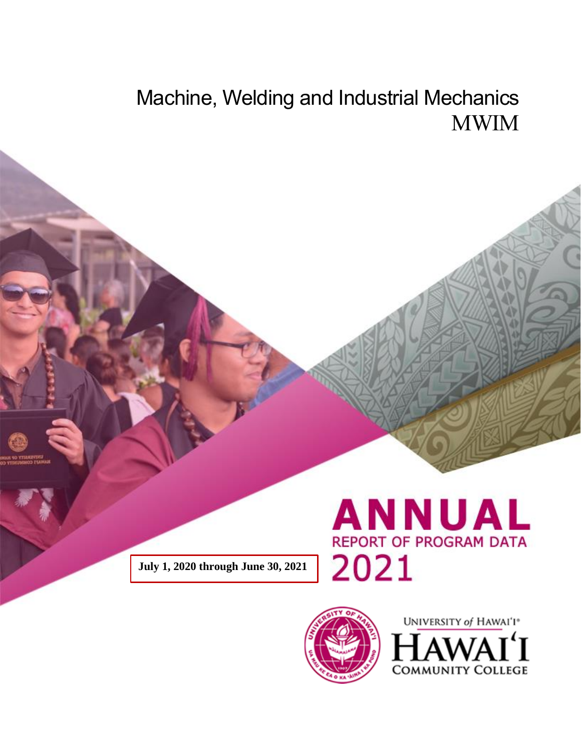# Machine, Welding and Industrial Mechanics
# MWIM

**July 1, 2020 through June 30, 2021**

ANNUAL
REPORT OF PROGRAM DATA
2021

UNIVERSITY of HAWAI'I
HAWAI'I
COMMUNITY COLLEGE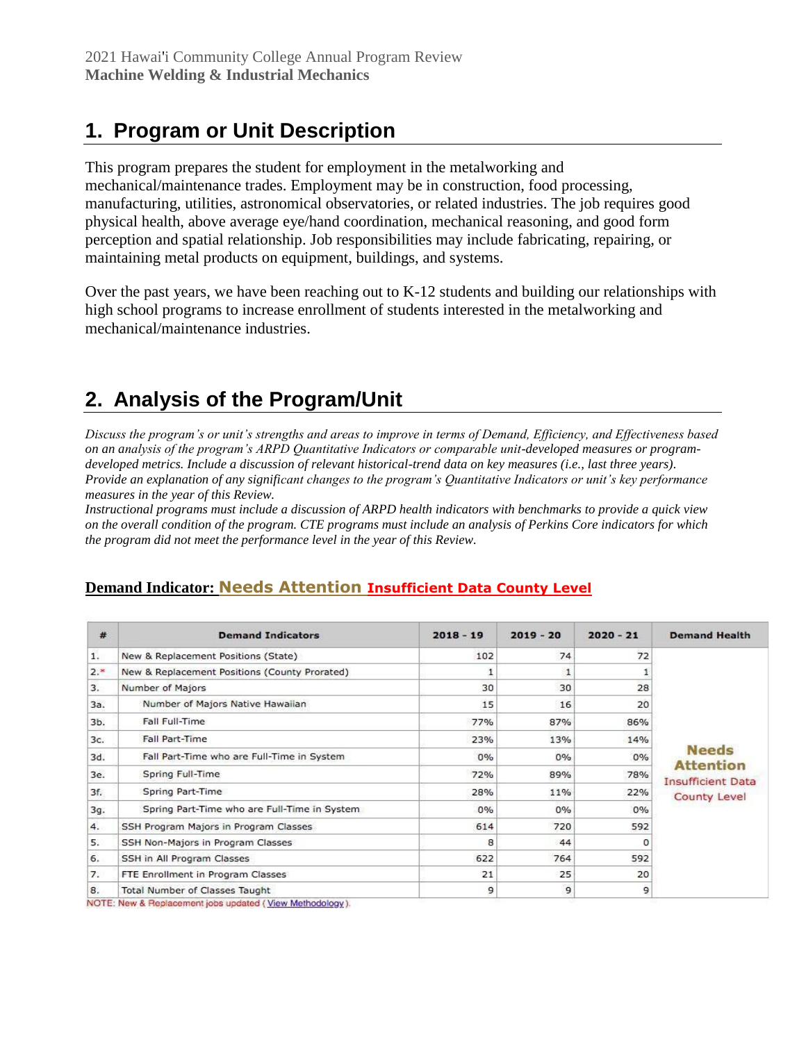## 1. Program or Unit Description

This program prepares the student for employment in the metalworking and mechanical/maintenance trades. Employment may be in construction, food processing, manufacturing, utilities, astronomical observatories, or related industries. The job requires good physical health, above average eye/hand coordination, mechanical reasoning, and good form perception and spatial relationship. Job responsibilities may include fabricating, repairing, or maintaining metal products on equipment, buildings, and systems.

Over the past years, we have been reaching out to K-12 students and building our relationships with high school programs to increase enrollment of students interested in the metalworking and mechanical/maintenance industries.

## 2. Analysis of the Program/Unit

*Discuss the program's or unit's strengths and areas to improve in terms of Demand, Efficiency, and Effectiveness based on an analysis of the program's ARPD Quantitative Indicators or comparable unit-developed measures or program-developed metrics. Include a discussion of relevant historical-trend data on key measures (i.e., last three years). Provide an explanation of any significant changes to the program's Quantitative Indicators or unit's key performance measures in the year of this Review.*

*Instructional programs must include a discussion of ARPD health indicators with benchmarks to provide a quick view on the overall condition of the program. CTE programs must include an analysis of Perkins Core indicators for which the program did not meet the performance level in the year of this Review.*

**Demand Indicator: Needs Attention Insufficient Data County Level**

| # | Demand Indicators | 2018 - 19 | 2019 - 20 | 2020 - 21 | Demand Health |
|---|---|---|---|---|---|
| 1. | New & Replacement Positions (State) | 102 | 74 | 72 | Needs Attention Insufficient Data County Level |
| 2.* | New & Replacement Positions (County Prorated) | 1 | 1 | 1 | |
| 3. | Number of Majors | 30 | 30 | 28 | |
| 3a. | Number of Majors Native Hawaiian | 15 | 16 | 20 | |
| 3b. | Fall Full-Time | 77% | 87% | 86% | |
| 3c. | Fall Part-Time | 23% | 13% | 14% | |
| 3d. | Fall Part-Time who are Full-Time in System | 0% | 0% | 0% | |
| 3e. | Spring Full-Time | 72% | 89% | 78% | |
| 3f. | Spring Part-Time | 28% | 11% | 22% | |
| 3g. | Spring Part-Time who are Full-Time in System | 0% | 0% | 0% | |
| 4. | SSH Program Majors in Program Classes | 614 | 720 | 592 | |
| 5. | SSH Non-Majors in Program Classes | 8 | 44 | 0 | |
| 6. | SSH in All Program Classes | 622 | 764 | 592 | |
| 7. | FTE Enrollment in Program Classes | 21 | 25 | 20 | |
| 8. | Total Number of Classes Taught | 9 | 9 | 9 | |

NOTE: New & Replacement jobs updated ( View Methodology ).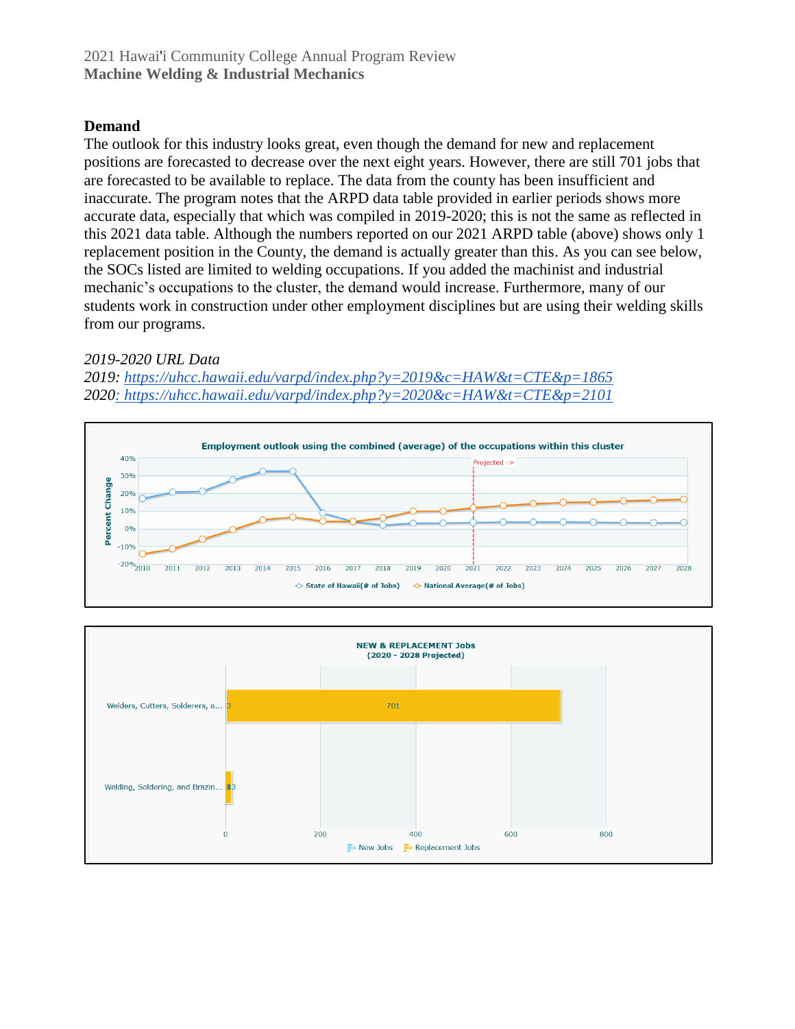**Demand**

The outlook for this industry looks great, even though the demand for new and replacement positions are forecasted to decrease over the next eight years. However, there are still 701 jobs that are forecasted to be available to replace. The data from the county has been insufficient and inaccurate. The program notes that the ARPD data table provided in earlier periods shows more accurate data, especially that which was compiled in 2019-2020; this is not the same as reflected in this 2021 data table. Although the numbers reported on our 2021 ARPD table (above) shows only 1 replacement position in the County, the demand is actually greater than this. As you can see below, the SOCs listed are limited to welding occupations. If you added the machinist and industrial mechanic's occupations to the cluster, the demand would increase. Furthermore, many of our students work in construction under other employment disciplines but are using their welding skills from our programs.

*2019-2020 URL Data*

*2019: https://uhcc.hawaii.edu/varpd/index.php?y=2019&c=HAW&t=CTE&p=1865*

*2020: https://uhcc.hawaii.edu/varpd/index.php?y=2020&c=HAW&t=CTE&p=2101*

Employment outlook using the combined (average) of the occupations within this cluster

NEW & REPLACEMENT Jobs (2020 - 2028 Projected)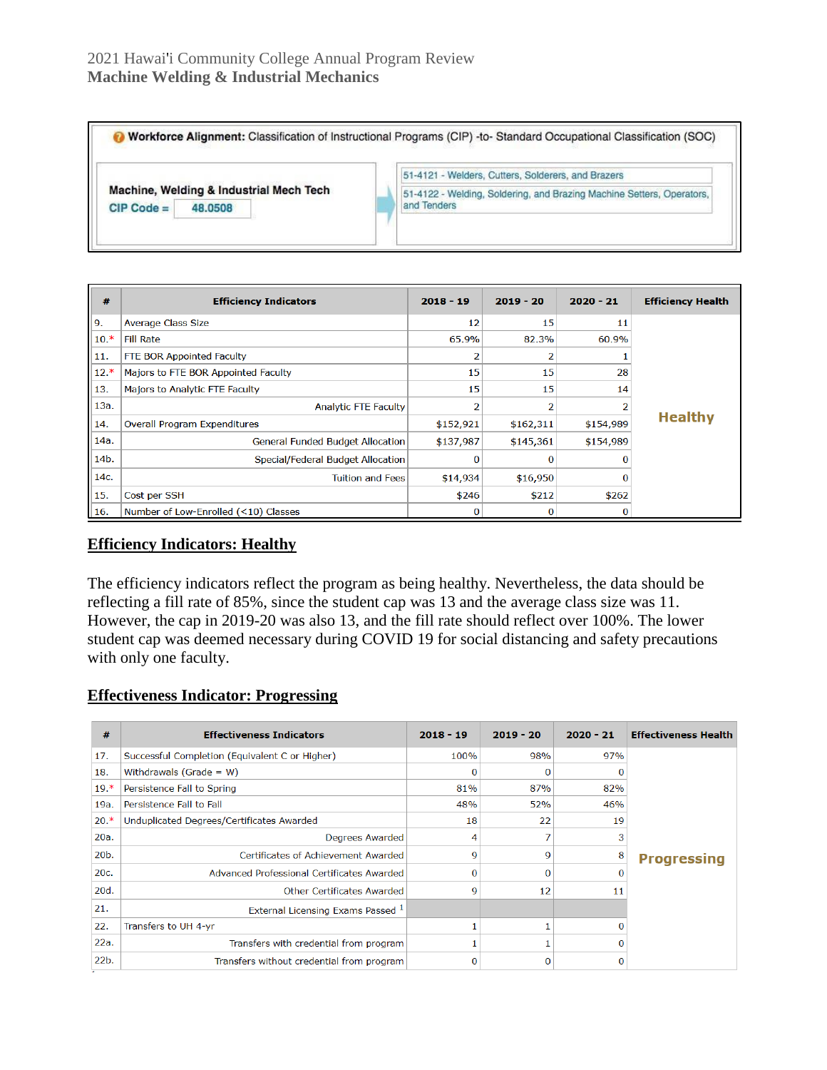2021 Hawai'i Community College Annual Program Review
**Machine Welding & Industrial Mechanics**

**Workforce Alignment:** Classification of Instructional Programs (CIP) -to- Standard Occupational Classification (SOC)

| Machine, Welding & Industrial Mech Tech CIP Code = 48.0508 | |
|---|---|
| | 51-4121 - Welders, Cutters, Solderers, and Brazers |
| | 51-4122 - Welding, Soldering, and Brazing Machine Setters, Operators, and Tenders |

| # | Efficiency Indicators | 2018 - 19 | 2019 - 20 | 2020 - 21 | Efficiency Health |
|---|---|---|---|---|---|
| 9. | Average Class Size | 12 | 15 | 11 | Healthy |
| 10.* | Fill Rate | 65.9% | 82.3% | 60.9% | |
| 11. | FTE BOR Appointed Faculty | 2 | 2 | 1 | |
| 12.* | Majors to FTE BOR Appointed Faculty | 15 | 15 | 28 | |
| 13. | Majors to Analytic FTE Faculty | 15 | 15 | 14 | |
| 13a. | Analytic FTE Faculty | 2 | 2 | 2 | |
| 14. | Overall Program Expenditures | $152,921 | $162,311 | $154,989 | |
| 14a. | General Funded Budget Allocation | $137,987 | $145,361 | $154,989 | |
| 14b. | Special/Federal Budget Allocation | 0 | 0 | 0 | |
| 14c. | Tuition and Fees | $14,934 | $16,950 | 0 | |
| 15. | Cost per SSH | $246 | $212 | $262 | |
| 16. | Number of Low-Enrolled (<10) Classes | 0 | 0 | 0 | |

## Efficiency Indicators: Healthy

The efficiency indicators reflect the program as being healthy. Nevertheless, the data should be reflecting a fill rate of 85%, since the student cap was 13 and the average class size was 11. However, the cap in 2019-20 was also 13, and the fill rate should reflect over 100%. The lower student cap was deemed necessary during COVID 19 for social distancing and safety precautions with only one faculty.

## Effectiveness Indicator: Progressing

| # | Effectiveness Indicators | 2018 - 19 | 2019 - 20 | 2020 - 21 | Effectiveness Health |
|---|---|---|---|---|---|
| 17. | Successful Completion (Equivalent C or Higher) | 100% | 98% | 97% | Progressing |
| 18. | Withdrawals (Grade = W) | 0 | 0 | 0 | |
| 19.* | Persistence Fall to Spring | 81% | 87% | 82% | |
| 19a. | Persistence Fall to Fall | 48% | 52% | 46% | |
| 20.* | Unduplicated Degrees/Certificates Awarded | 18 | 22 | 19 | |
| 20a. | Degrees Awarded | 4 | 7 | 3 | |
| 20b. | Certificates of Achievement Awarded | 9 | 9 | 8 | |
| 20c. | Advanced Professional Certificates Awarded | 0 | 0 | 0 | |
| 20d. | Other Certificates Awarded | 9 | 12 | 11 | |
| 21. | External Licensing Exams Passed [1] | | | | |
| 22. | Transfers to UH 4-yr | 1 | 1 | 0 | |
| 22a. | Transfers with credential from program | 1 | 1 | 0 | |
| 22b. | Transfers without credential from program | 0 | 0 | 0 | |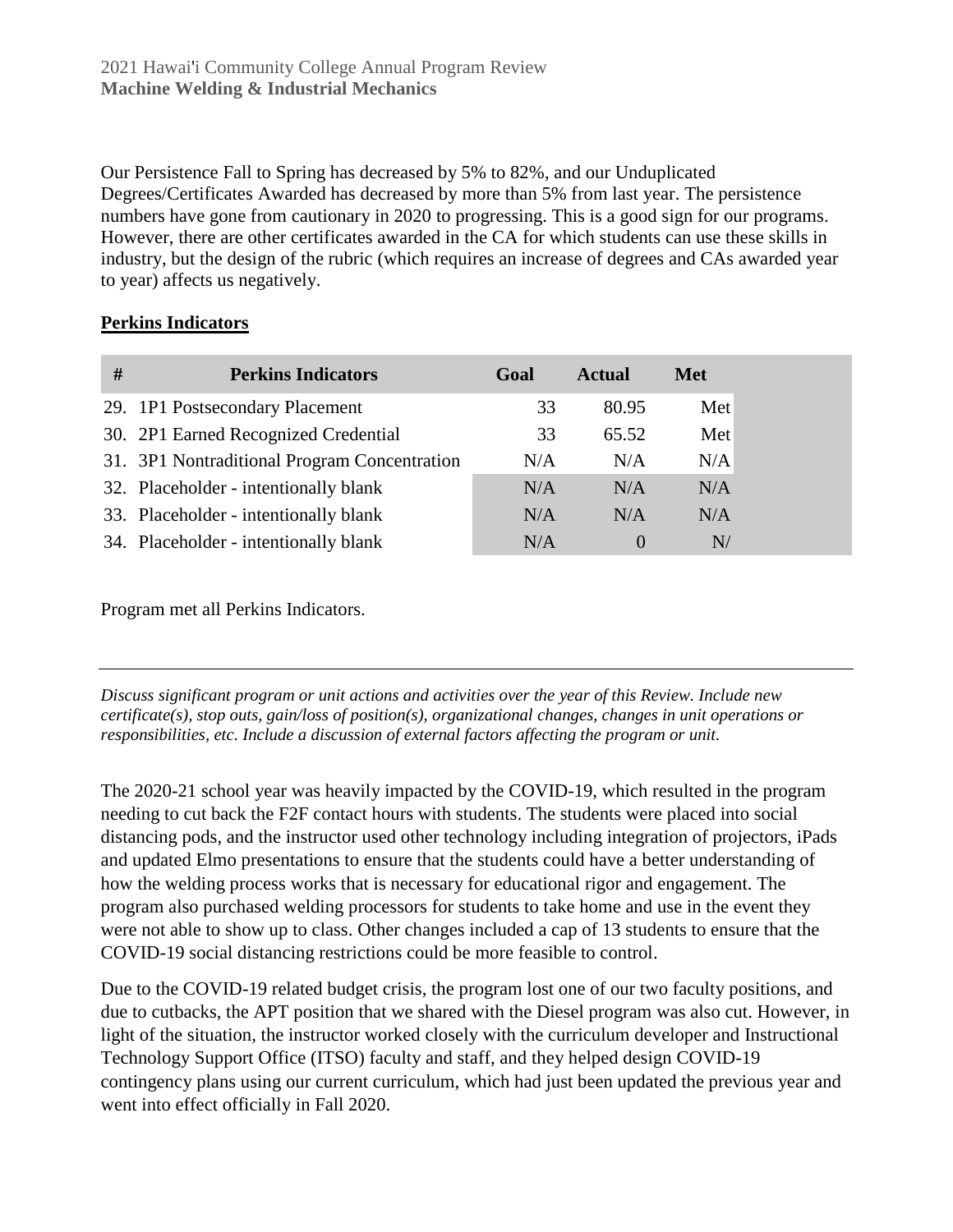Our Persistence Fall to Spring has decreased by 5% to 82%, and our Unduplicated Degrees/Certificates Awarded has decreased by more than 5% from last year. The persistence numbers have gone from cautionary in 2020 to progressing. This is a good sign for our programs. However, there are other certificates awarded in the CA for which students can use these skills in industry, but the design of the rubric (which requires an increase of degrees and CAs awarded year to year) affects us negatively.

**Perkins Indicators**

| # | Perkins Indicators | Goal | Actual | Met |
|---|---|---|---|---|
| 29. | 1P1 Postsecondary Placement | 33 | 80.95 | Met |
| 30. | 2P1 Earned Recognized Credential | 33 | 65.52 | Met |
| 31. | 3P1 Nontraditional Program Concentration | N/A | N/A | N/A |
| 32. | Placeholder - intentionally blank | N/A | N/A | N/A |
| 33. | Placeholder - intentionally blank | N/A | N/A | N/A |
| 34. | Placeholder - intentionally blank | N/A | 0 | N/ |

Program met all Perkins Indicators.

---

*Discuss significant program or unit actions and activities over the year of this Review. Include new certificate(s), stop outs, gain/loss of position(s), organizational changes, changes in unit operations or responsibilities, etc. Include a discussion of external factors affecting the program or unit.*

The 2020-21 school year was heavily impacted by the COVID-19, which resulted in the program needing to cut back the F2F contact hours with students. The students were placed into social distancing pods, and the instructor used other technology including integration of projectors, iPads and updated Elmo presentations to ensure that the students could have a better understanding of how the welding process works that is necessary for educational rigor and engagement. The program also purchased welding processors for students to take home and use in the event they were not able to show up to class. Other changes included a cap of 13 students to ensure that the COVID-19 social distancing restrictions could be more feasible to control.

Due to the COVID-19 related budget crisis, the program lost one of our two faculty positions, and due to cutbacks, the APT position that we shared with the Diesel program was also cut. However, in light of the situation, the instructor worked closely with the curriculum developer and Instructional Technology Support Office (ITSO) faculty and staff, and they helped design COVID-19 contingency plans using our current curriculum, which had just been updated the previous year and went into effect officially in Fall 2020.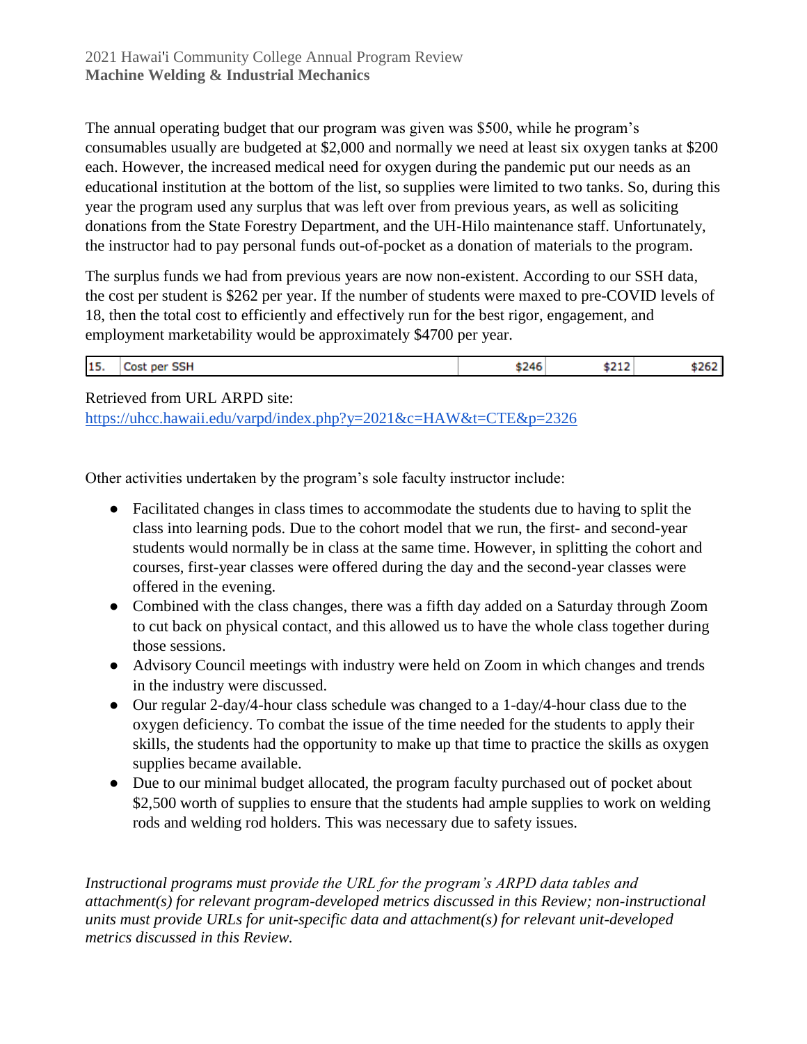The annual operating budget that our program was given was $500, while he program's consumables usually are budgeted at $2,000 and normally we need at least six oxygen tanks at $200 each. However, the increased medical need for oxygen during the pandemic put our needs as an educational institution at the bottom of the list, so supplies were limited to two tanks. So, during this year the program used any surplus that was left over from previous years, as well as soliciting donations from the State Forestry Department, and the UH-Hilo maintenance staff. Unfortunately, the instructor had to pay personal funds out-of-pocket as a donation of materials to the program.

The surplus funds we had from previous years are now non-existent. According to our SSH data, the cost per student is $262 per year. If the number of students were maxed to pre-COVID levels of 18, then the total cost to efficiently and effectively run for the best rigor, engagement, and employment marketability would be approximately $4700 per year.

| 15. | Cost per SSH | $246 | $212 | $262 |
|---|---|---|---|---|

Retrieved from URL ARPD site:
https://uhcc.hawaii.edu/varpd/index.php?y=2021&c=HAW&t=CTE&p=2326

Other activities undertaken by the program's sole faculty instructor include:

- Facilitated changes in class times to accommodate the students due to having to split the class into learning pods. Due to the cohort model that we run, the first- and second-year students would normally be in class at the same time. However, in splitting the cohort and courses, first-year classes were offered during the day and the second-year classes were offered in the evening.
- Combined with the class changes, there was a fifth day added on a Saturday through Zoom to cut back on physical contact, and this allowed us to have the whole class together during those sessions.
- Advisory Council meetings with industry were held on Zoom in which changes and trends in the industry were discussed.
- Our regular 2-day/4-hour class schedule was changed to a 1-day/4-hour class due to the oxygen deficiency. To combat the issue of the time needed for the students to apply their skills, the students had the opportunity to make up that time to practice the skills as oxygen supplies became available.
- Due to our minimal budget allocated, the program faculty purchased out of pocket about $2,500 worth of supplies to ensure that the students had ample supplies to work on welding rods and welding rod holders. This was necessary due to safety issues.

*Instructional programs must provide the URL for the program's ARPD data tables and attachment(s) for relevant program-developed metrics discussed in this Review; non-instructional units must provide URLs for unit-specific data and attachment(s) for relevant unit-developed metrics discussed in this Review.*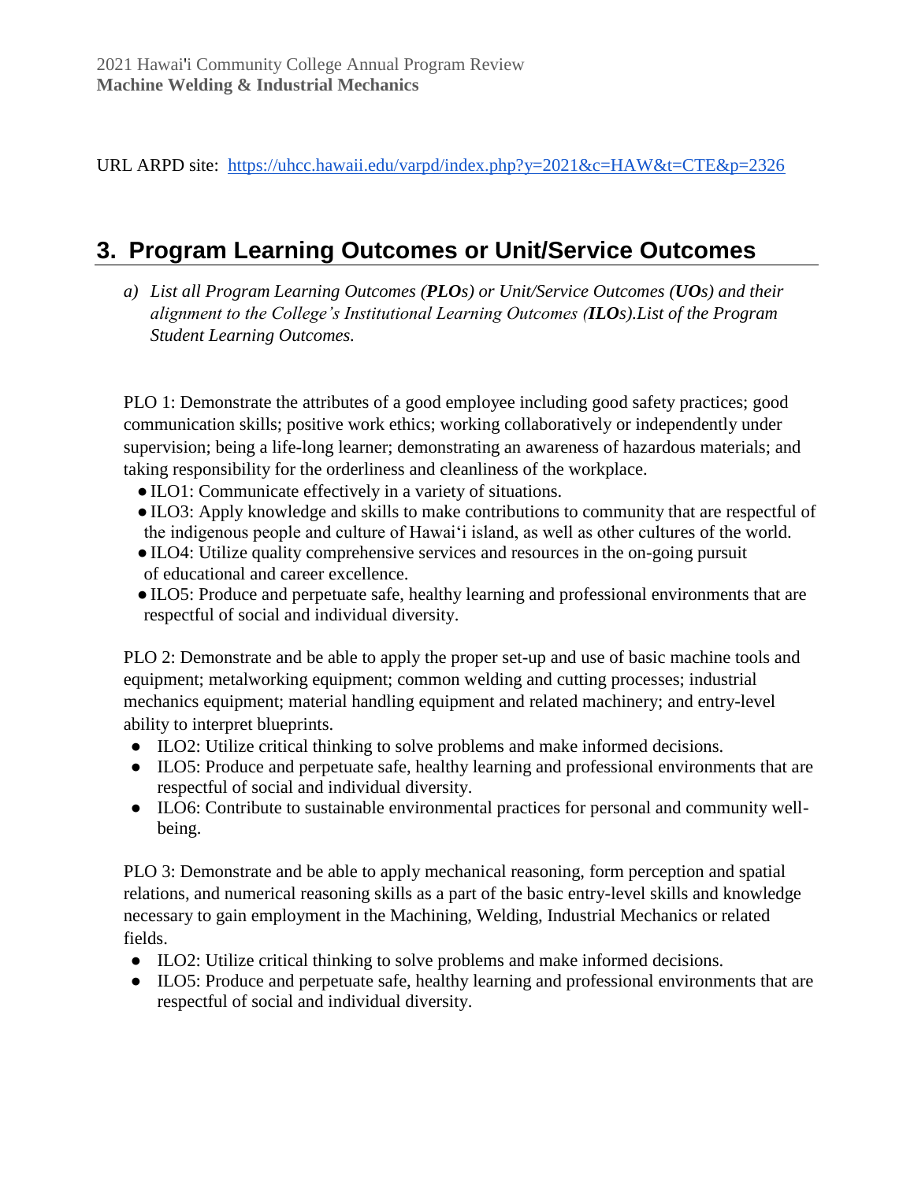URL ARPD site: https://uhcc.hawaii.edu/varpd/index.php?y=2021&c=HAW&t=CTE&p=2326

## 3. Program Learning Outcomes or Unit/Service Outcomes

*a) List all Program Learning Outcomes (**PLOs**) or Unit/Service Outcomes (**UOs**) and their alignment to the College's Institutional Learning Outcomes (**ILOs**).List of the Program Student Learning Outcomes.*

PLO 1: Demonstrate the attributes of a good employee including good safety practices; good communication skills; positive work ethics; working collaboratively or independently under supervision; being a life-long learner; demonstrating an awareness of hazardous materials; and taking responsibility for the orderliness and cleanliness of the workplace.

- ILO1: Communicate effectively in a variety of situations.
- ILO3: Apply knowledge and skills to make contributions to community that are respectful of the indigenous people and culture of Hawaiʻi island, as well as other cultures of the world.
- ILO4: Utilize quality comprehensive services and resources in the on-going pursuit of educational and career excellence.
- ILO5: Produce and perpetuate safe, healthy learning and professional environments that are respectful of social and individual diversity.

PLO 2: Demonstrate and be able to apply the proper set-up and use of basic machine tools and equipment; metalworking equipment; common welding and cutting processes; industrial mechanics equipment; material handling equipment and related machinery; and entry-level ability to interpret blueprints.

- ILO2: Utilize critical thinking to solve problems and make informed decisions.
- ILO5: Produce and perpetuate safe, healthy learning and professional environments that are respectful of social and individual diversity.
- ILO6: Contribute to sustainable environmental practices for personal and community well-being.

PLO 3: Demonstrate and be able to apply mechanical reasoning, form perception and spatial relations, and numerical reasoning skills as a part of the basic entry-level skills and knowledge necessary to gain employment in the Machining, Welding, Industrial Mechanics or related fields.

- ILO2: Utilize critical thinking to solve problems and make informed decisions.
- ILO5: Produce and perpetuate safe, healthy learning and professional environments that are respectful of social and individual diversity.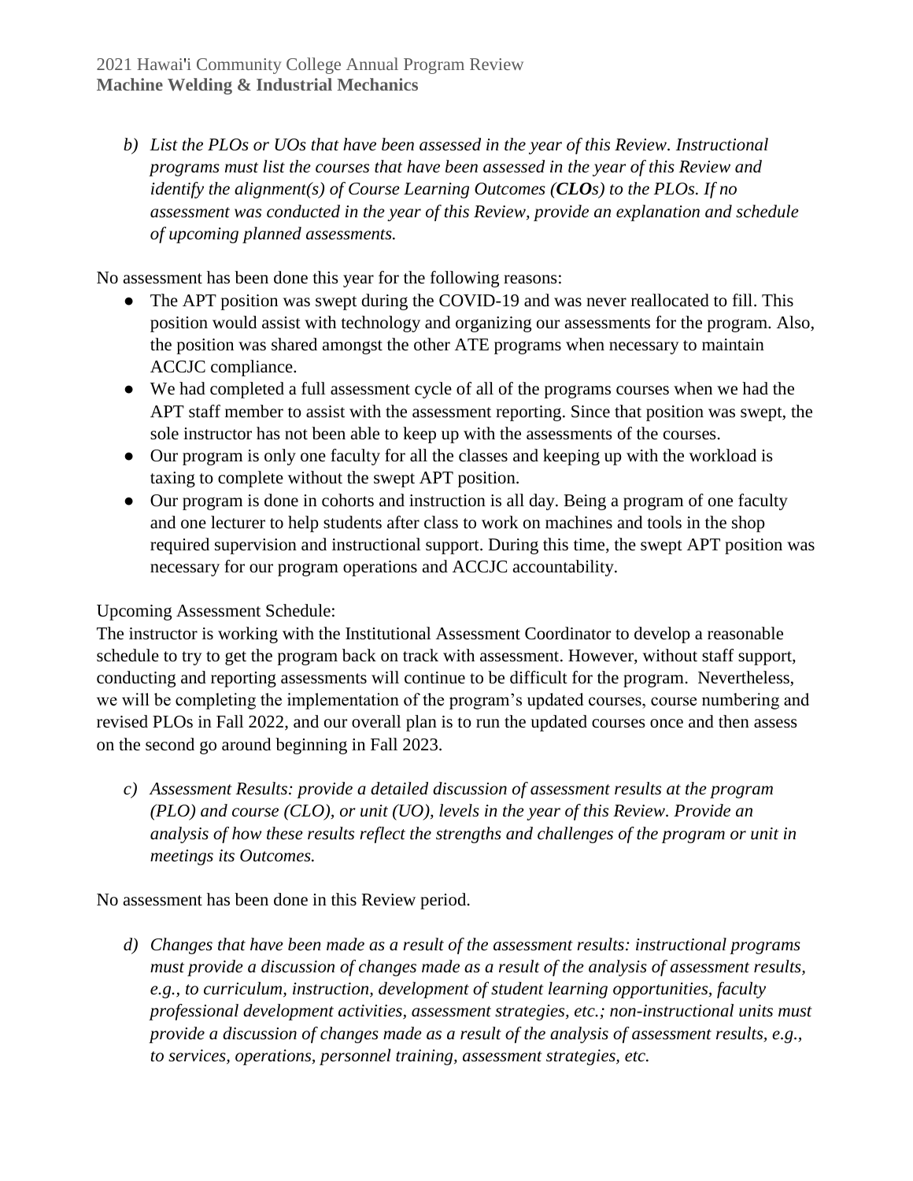*b) List the PLOs or UOs that have been assessed in the year of this Review. Instructional programs must list the courses that have been assessed in the year of this Review and identify the alignment(s) of Course Learning Outcomes (**CLOs**) to the PLOs. If no assessment was conducted in the year of this Review, provide an explanation and schedule of upcoming planned assessments.*

No assessment has been done this year for the following reasons:

- The APT position was swept during the COVID-19 and was never reallocated to fill. This position would assist with technology and organizing our assessments for the program. Also, the position was shared amongst the other ATE programs when necessary to maintain ACCJC compliance.
- We had completed a full assessment cycle of all of the programs courses when we had the APT staff member to assist with the assessment reporting. Since that position was swept, the sole instructor has not been able to keep up with the assessments of the courses.
- Our program is only one faculty for all the classes and keeping up with the workload is taxing to complete without the swept APT position.
- Our program is done in cohorts and instruction is all day. Being a program of one faculty and one lecturer to help students after class to work on machines and tools in the shop required supervision and instructional support. During this time, the swept APT position was necessary for our program operations and ACCJC accountability.

Upcoming Assessment Schedule:
The instructor is working with the Institutional Assessment Coordinator to develop a reasonable schedule to try to get the program back on track with assessment. However, without staff support, conducting and reporting assessments will continue to be difficult for the program. Nevertheless, we will be completing the implementation of the program's updated courses, course numbering and revised PLOs in Fall 2022, and our overall plan is to run the updated courses once and then assess on the second go around beginning in Fall 2023.

*c) Assessment Results: provide a detailed discussion of assessment results at the program (PLO) and course (CLO), or unit (UO), levels in the year of this Review. Provide an analysis of how these results reflect the strengths and challenges of the program or unit in meetings its Outcomes.*

No assessment has been done in this Review period.

*d) Changes that have been made as a result of the assessment results: instructional programs must provide a discussion of changes made as a result of the analysis of assessment results, e.g., to curriculum, instruction, development of student learning opportunities, faculty professional development activities, assessment strategies, etc.; non-instructional units must provide a discussion of changes made as a result of the analysis of assessment results, e.g., to services, operations, personnel training, assessment strategies, etc.*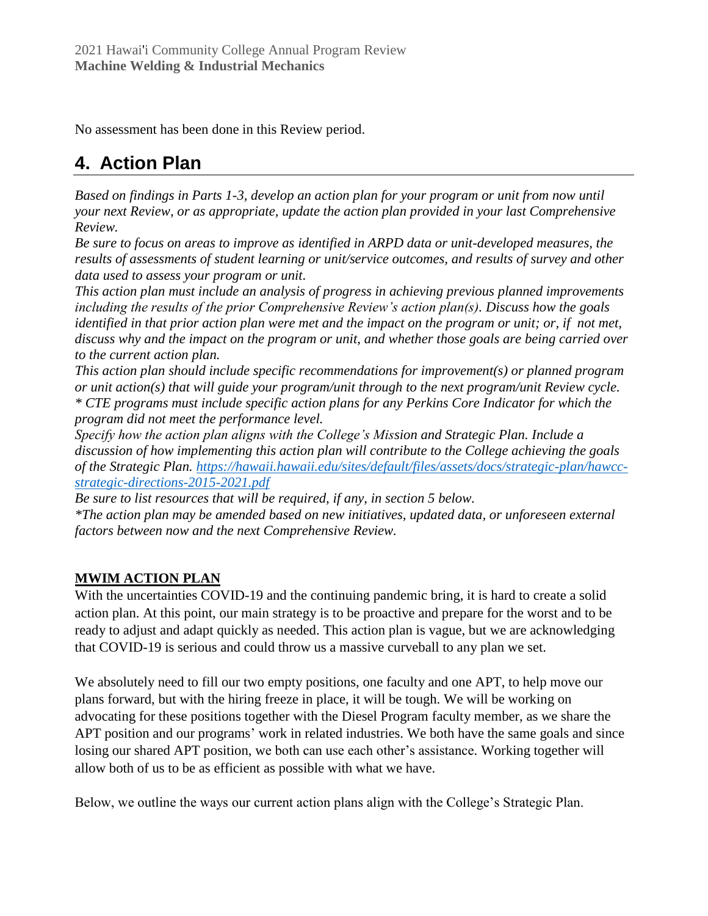No assessment has been done in this Review period.

## 4. Action Plan

*Based on findings in Parts 1-3, develop an action plan for your program or unit from now until your next Review, or as appropriate, update the action plan provided in your last Comprehensive Review.*

*Be sure to focus on areas to improve as identified in ARPD data or unit-developed measures, the results of assessments of student learning or unit/service outcomes, and results of survey and other data used to assess your program or unit.*

*This action plan must include an analysis of progress in achieving previous planned improvements including the results of the prior Comprehensive Review's action plan(s). Discuss how the goals identified in that prior action plan were met and the impact on the program or unit; or, if not met, discuss why and the impact on the program or unit, and whether those goals are being carried over to the current action plan.*

*This action plan should include specific recommendations for improvement(s) or planned program or unit action(s) that will guide your program/unit through to the next program/unit Review cycle.*

*\* CTE programs must include specific action plans for any Perkins Core Indicator for which the program did not meet the performance level.*

*Specify how the action plan aligns with the College's Mission and Strategic Plan. Include a discussion of how implementing this action plan will contribute to the College achieving the goals of the Strategic Plan. [https://hawaii.hawaii.edu/sites/default/files/assets/docs/strategic-plan/hawcc-strategic-directions-2015-2021.pdf](https://hawaii.hawaii.edu/sites/default/files/assets/docs/strategic-plan/hawcc-strategic-directions-2015-2021.pdf)*

*Be sure to list resources that will be required, if any, in section 5 below.*

*\*The action plan may be amended based on new initiatives, updated data, or unforeseen external factors between now and the next Comprehensive Review.*

**MWIM ACTION PLAN**

With the uncertainties COVID-19 and the continuing pandemic bring, it is hard to create a solid action plan. At this point, our main strategy is to be proactive and prepare for the worst and to be ready to adjust and adapt quickly as needed. This action plan is vague, but we are acknowledging that COVID-19 is serious and could throw us a massive curveball to any plan we set.

We absolutely need to fill our two empty positions, one faculty and one APT, to help move our plans forward, but with the hiring freeze in place, it will be tough. We will be working on advocating for these positions together with the Diesel Program faculty member, as we share the APT position and our programs' work in related industries. We both have the same goals and since losing our shared APT position, we both can use each other's assistance. Working together will allow both of us to be as efficient as possible with what we have.

Below, we outline the ways our current action plans align with the College's Strategic Plan.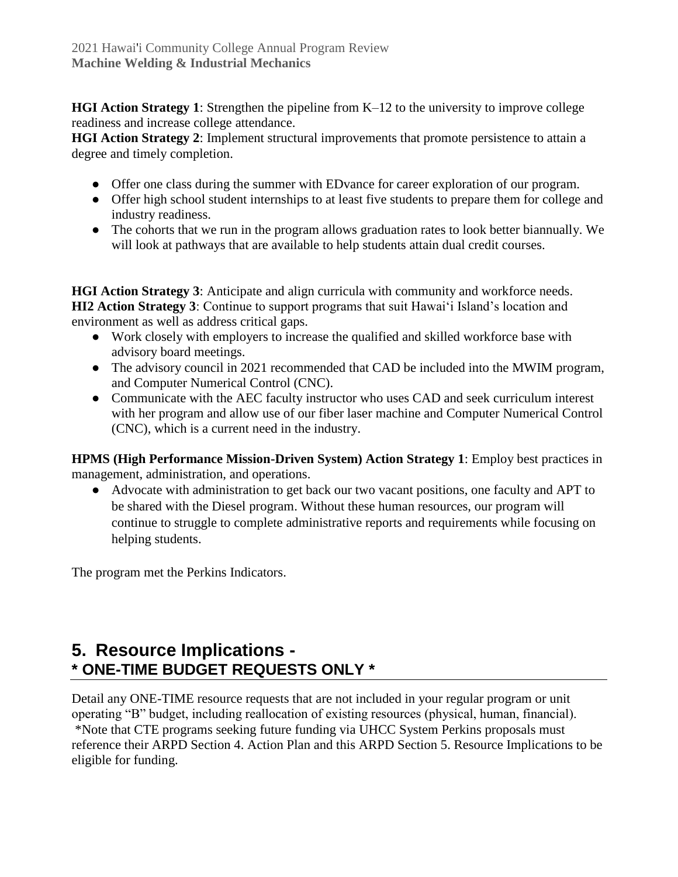**HGI Action Strategy 1**: Strengthen the pipeline from K–12 to the university to improve college readiness and increase college attendance.
**HGI Action Strategy 2**: Implement structural improvements that promote persistence to attain a degree and timely completion.

- Offer one class during the summer with EDvance for career exploration of our program.
- Offer high school student internships to at least five students to prepare them for college and industry readiness.
- The cohorts that we run in the program allows graduation rates to look better biannually. We will look at pathways that are available to help students attain dual credit courses.

**HGI Action Strategy 3**: Anticipate and align curricula with community and workforce needs.
**HI2 Action Strategy 3**: Continue to support programs that suit Hawaiʻi Island's location and environment as well as address critical gaps.

- Work closely with employers to increase the qualified and skilled workforce base with advisory board meetings.
- The advisory council in 2021 recommended that CAD be included into the MWIM program, and Computer Numerical Control (CNC).
- Communicate with the AEC faculty instructor who uses CAD and seek curriculum interest with her program and allow use of our fiber laser machine and Computer Numerical Control (CNC), which is a current need in the industry.

**HPMS (High Performance Mission-Driven System) Action Strategy 1**: Employ best practices in management, administration, and operations.

- Advocate with administration to get back our two vacant positions, one faculty and APT to be shared with the Diesel program. Without these human resources, our program will continue to struggle to complete administrative reports and requirements while focusing on helping students.

The program met the Perkins Indicators.

## 5. Resource Implications - * ONE-TIME BUDGET REQUESTS ONLY *

Detail any ONE-TIME resource requests that are not included in your regular program or unit operating "B" budget, including reallocation of existing resources (physical, human, financial).
*Note that CTE programs seeking future funding via UHCC System Perkins proposals must reference their ARPD Section 4. Action Plan and this ARPD Section 5. Resource Implications to be eligible for funding.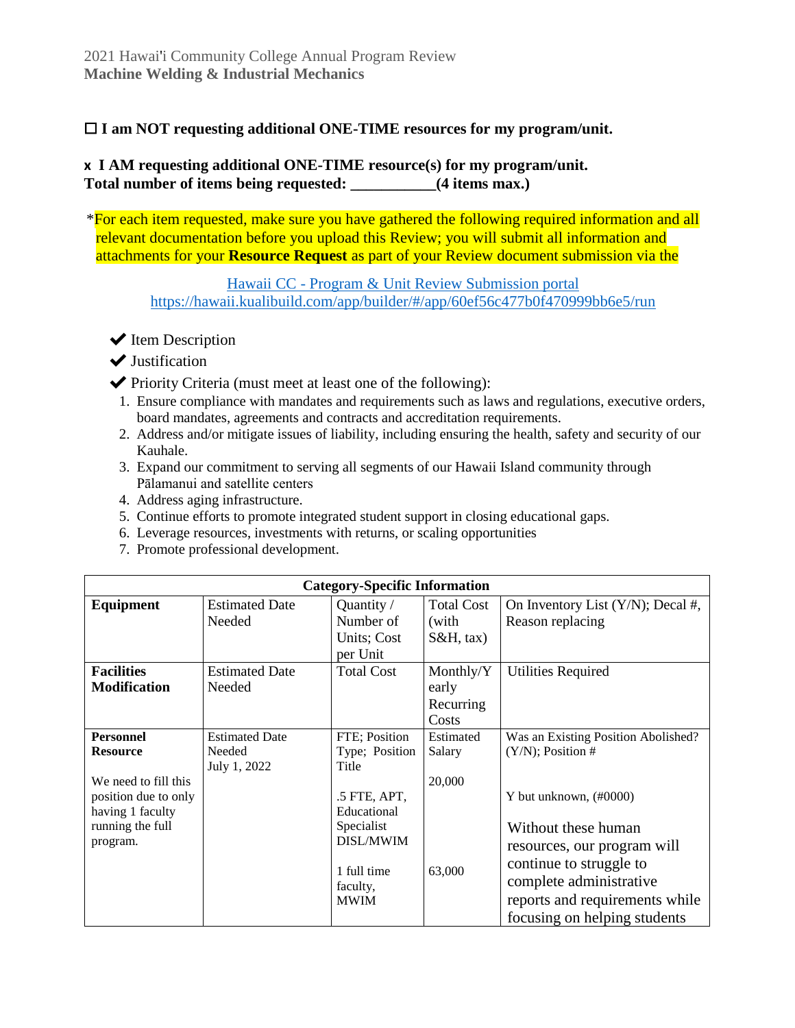2021 Hawai'i Community College Annual Program Review
**Machine Welding & Industrial Mechanics**

**☐ I am NOT requesting additional ONE-TIME resources for my program/unit.**

**x I AM requesting additional ONE-TIME resource(s) for my program/unit.**
**Total number of items being requested: ___________(4 items max.)**

*For each item requested, make sure you have gathered the following required information and all relevant documentation before you upload this Review; you will submit all information and attachments for your **Resource Request** as part of your Review document submission via the

[Hawaii CC - Program & Unit Review Submission portal](https://hawaii.kualibuild.com/app/builder/#/app/60ef56c477b0f470999bb6e5/run)
https://hawaii.kualibuild.com/app/builder/#/app/60ef56c477b0f470999bb6e5/run

- ✔ Item Description
- ✔ Justification
- ✔ Priority Criteria (must meet at least one of the following):

1. Ensure compliance with mandates and requirements such as laws and regulations, executive orders, board mandates, agreements and contracts and accreditation requirements.
2. Address and/or mitigate issues of liability, including ensuring the health, safety and security of our Kauhale.
3. Expand our commitment to serving all segments of our Hawaii Island community through Pālamanui and satellite centers
4. Address aging infrastructure.
5. Continue efforts to promote integrated student support in closing educational gaps.
6. Leverage resources, investments with returns, or scaling opportunities
7. Promote professional development.

| Category-Specific Information | | | | |
|---|---|---|---|---|
| **Equipment** | Estimated Date Needed | Quantity / Number of Units; Cost per Unit | Total Cost (with S&H, tax) | On Inventory List (Y/N); Decal #, Reason replacing |
| **Facilities Modification** | Estimated Date Needed | Total Cost | Monthly/Yearly Recurring Costs | Utilities Required |
| **Personnel Resource**<br><br>We need to fill this position due to only having 1 faculty running the full program. | Estimated Date Needed<br>July 1, 2022 | FTE; Position Type; Position Title<br><br>.5 FTE, APT, Educational Specialist DISL/MWIM<br><br>1 full time faculty, MWIM | Estimated Salary<br><br>20,000<br><br>63,000 | Was an Existing Position Abolished? (Y/N); Position #<br><br>Y but unknown, (#0000)<br><br>Without these human resources, our program will continue to struggle to complete administrative reports and requirements while focusing on helping students |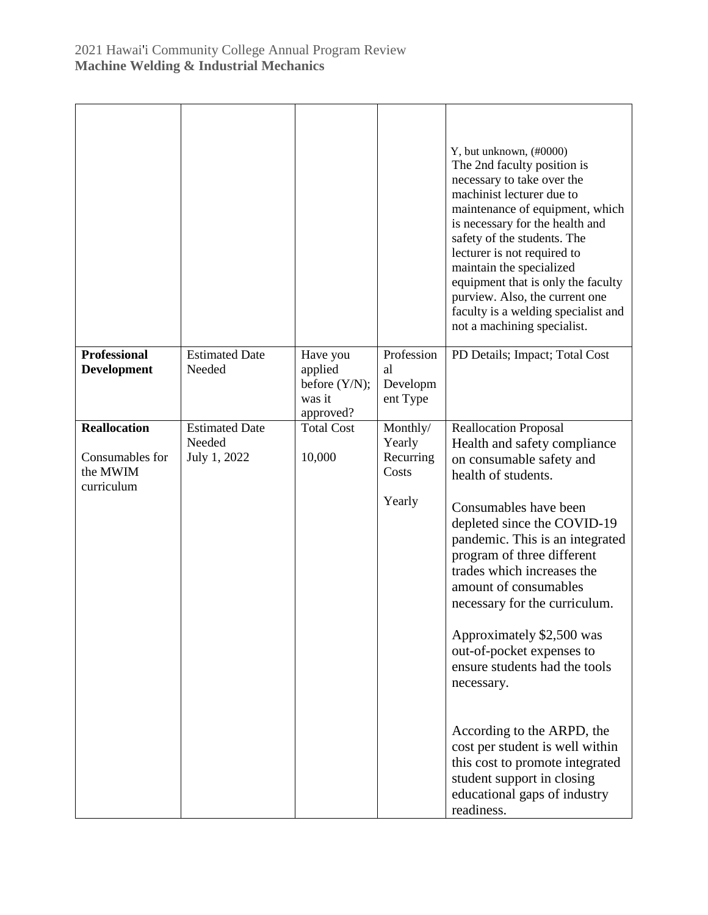| | | | | |
|---|---|---|---|---|
| | | | | Y, but unknown, (#0000)<br>The 2nd faculty position is necessary to take over the machinist lecturer due to maintenance of equipment, which is necessary for the health and safety of the students. The lecturer is not required to maintain the specialized equipment that is only the faculty purview. Also, the current one faculty is a welding specialist and not a machining specialist. |
| **Professional Development** | Estimated Date Needed | Have you applied before (Y/N); was it approved? | Professional Development Type | PD Details; Impact; Total Cost |
| **Reallocation**<br><br>Consumables for the MWIM curriculum | Estimated Date Needed<br>July 1, 2022 | Total Cost<br><br>10,000 | Monthly/ Yearly Recurring Costs<br><br>Yearly | Reallocation Proposal<br>Health and safety compliance on consumable safety and health of students.<br><br>Consumables have been depleted since the COVID-19 pandemic. This is an integrated program of three different trades which increases the amount of consumables necessary for the curriculum.<br><br>Approximately $2,500 was out-of-pocket expenses to ensure students had the tools necessary.<br><br>According to the ARPD, the cost per student is well within this cost to promote integrated student support in closing educational gaps of industry readiness. |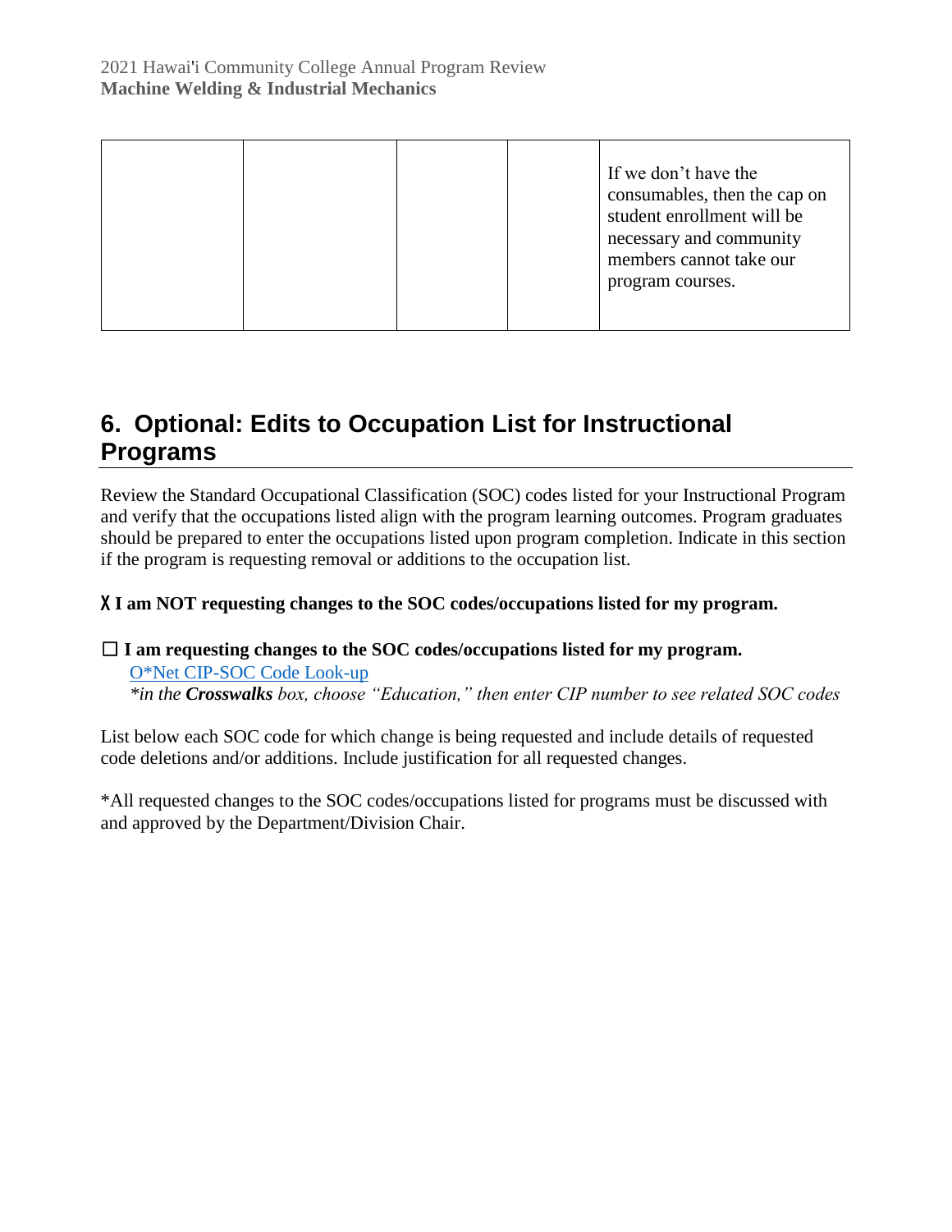| | | | | |
|---|---|---|---|---|
| | | | | If we don't have the consumables, then the cap on student enrollment will be necessary and community members cannot take our program courses. |

## 6. Optional: Edits to Occupation List for Instructional Programs

Review the Standard Occupational Classification (SOC) codes listed for your Instructional Program and verify that the occupations listed align with the program learning outcomes. Program graduates should be prepared to enter the occupations listed upon program completion. Indicate in this section if the program is requesting removal or additions to the occupation list.

**X I am NOT requesting changes to the SOC codes/occupations listed for my program.**

**☐ I am requesting changes to the SOC codes/occupations listed for my program.**

O*Net CIP-SOC Code Look-up

**in the *Crosswalks* box, choose "Education," then enter CIP number to see related SOC codes*

List below each SOC code for which change is being requested and include details of requested code deletions and/or additions. Include justification for all requested changes.

*All requested changes to the SOC codes/occupations listed for programs must be discussed with and approved by the Department/Division Chair.